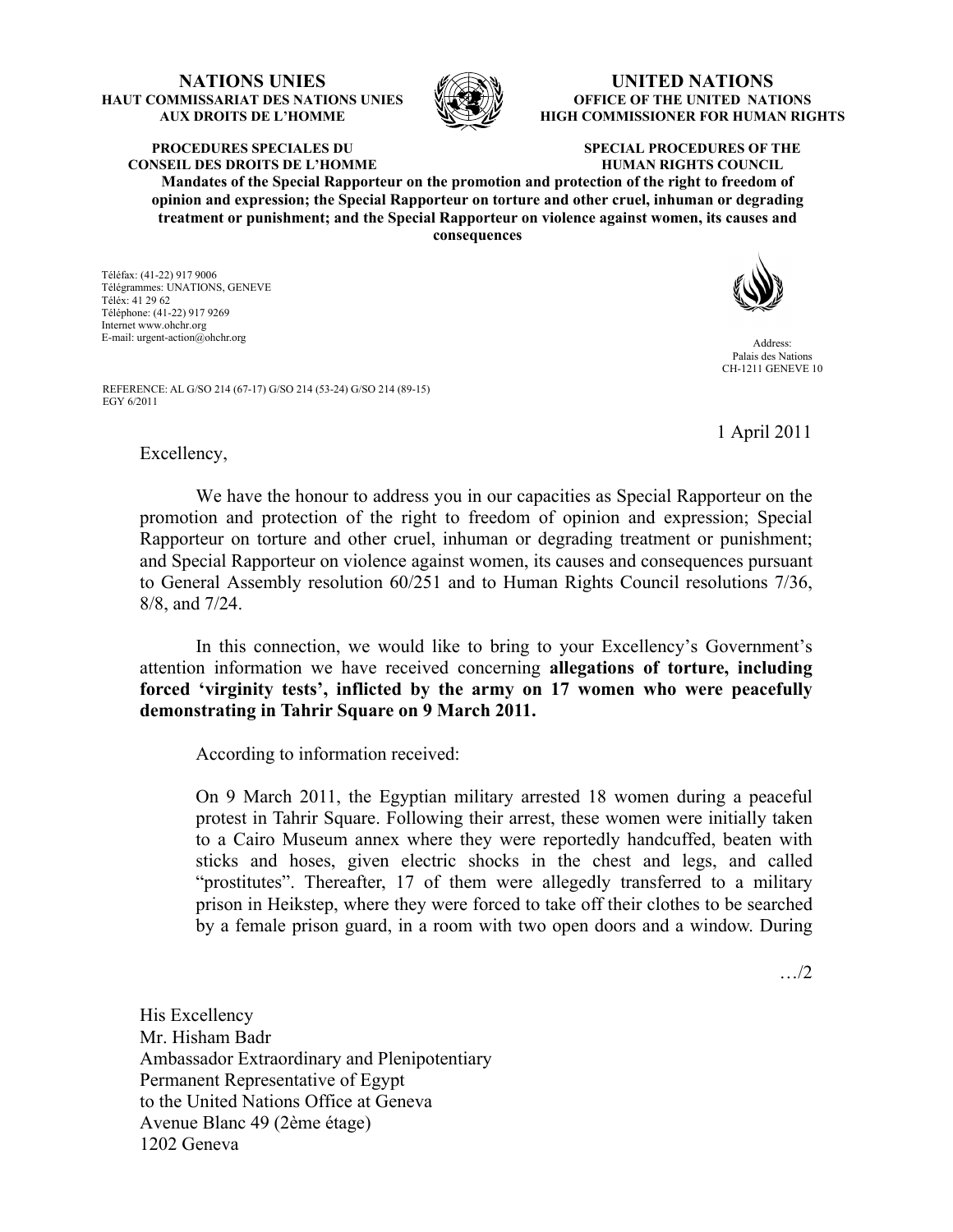**NATIONS UNIES**
**HAUT COMMISSARIAT DES NATIONS UNIES AUX DROITS DE L'HOMME**

**UNITED NATIONS**
**OFFICE OF THE UNITED NATIONS HIGH COMMISSIONER FOR HUMAN RIGHTS**

**PROCEDURES SPECIALES DU CONSEIL DES DROITS DE L'HOMME**

**SPECIAL PROCEDURES OF THE HUMAN RIGHTS COUNCIL**

**Mandates of the Special Rapporteur on the promotion and protection of the right to freedom of opinion and expression; the Special Rapporteur on torture and other cruel, inhuman or degrading treatment or punishment; and the Special Rapporteur on violence against women, its causes and consequences**

Téléfax: (41-22) 917 9006
Télégrammes: UNATIONS, GENEVE
Téléx: 41 29 62
Téléphone: (41-22) 917 9269
Internet www.ohchr.org
E-mail: urgent-action@ohchr.org

Address:
Palais des Nations
CH-1211 GENEVE 10

REFERENCE: AL G/SO 214 (67-17) G/SO 214 (53-24) G/SO 214 (89-15)
EGY 6/2011

1 April 2011

Excellency,

We have the honour to address you in our capacities as Special Rapporteur on the promotion and protection of the right to freedom of opinion and expression; Special Rapporteur on torture and other cruel, inhuman or degrading treatment or punishment; and Special Rapporteur on violence against women, its causes and consequences pursuant to General Assembly resolution 60/251 and to Human Rights Council resolutions 7/36, 8/8, and 7/24.

In this connection, we would like to bring to your Excellency's Government's attention information we have received concerning **allegations of torture, including forced 'virginity tests', inflicted by the army on 17 women who were peacefully demonstrating in Tahrir Square on 9 March 2011.**

According to information received:

> On 9 March 2011, the Egyptian military arrested 18 women during a peaceful protest in Tahrir Square. Following their arrest, these women were initially taken to a Cairo Museum annex where they were reportedly handcuffed, beaten with sticks and hoses, given electric shocks in the chest and legs, and called "prostitutes". Thereafter, 17 of them were allegedly transferred to a military prison in Heikstep, where they were forced to take off their clothes to be searched by a female prison guard, in a room with two open doors and a window. During

…/2

His Excellency
Mr. Hisham Badr
Ambassador Extraordinary and Plenipotentiary
Permanent Representative of Egypt
to the United Nations Office at Geneva
Avenue Blanc 49 (2ème étage)
1202 Geneva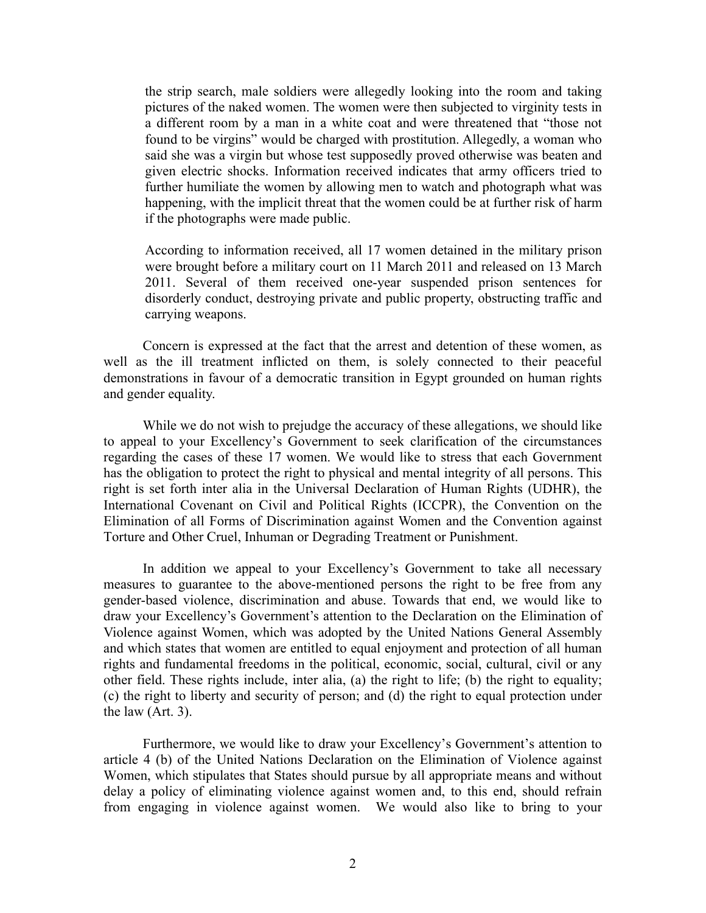> the strip search, male soldiers were allegedly looking into the room and taking pictures of the naked women. The women were then subjected to virginity tests in a different room by a man in a white coat and were threatened that "those not found to be virgins" would be charged with prostitution. Allegedly, a woman who said she was a virgin but whose test supposedly proved otherwise was beaten and given electric shocks. Information received indicates that army officers tried to further humiliate the women by allowing men to watch and photograph what was happening, with the implicit threat that the women could be at further risk of harm if the photographs were made public.
>
> According to information received, all 17 women detained in the military prison were brought before a military court on 11 March 2011 and released on 13 March 2011. Several of them received one-year suspended prison sentences for disorderly conduct, destroying private and public property, obstructing traffic and carrying weapons.

Concern is expressed at the fact that the arrest and detention of these women, as well as the ill treatment inflicted on them, is solely connected to their peaceful demonstrations in favour of a democratic transition in Egypt grounded on human rights and gender equality.

While we do not wish to prejudge the accuracy of these allegations, we should like to appeal to your Excellency's Government to seek clarification of the circumstances regarding the cases of these 17 women. We would like to stress that each Government has the obligation to protect the right to physical and mental integrity of all persons. This right is set forth inter alia in the Universal Declaration of Human Rights (UDHR), the International Covenant on Civil and Political Rights (ICCPR), the Convention on the Elimination of all Forms of Discrimination against Women and the Convention against Torture and Other Cruel, Inhuman or Degrading Treatment or Punishment.

In addition we appeal to your Excellency's Government to take all necessary measures to guarantee to the above-mentioned persons the right to be free from any gender-based violence, discrimination and abuse. Towards that end, we would like to draw your Excellency's Government's attention to the Declaration on the Elimination of Violence against Women, which was adopted by the United Nations General Assembly and which states that women are entitled to equal enjoyment and protection of all human rights and fundamental freedoms in the political, economic, social, cultural, civil or any other field. These rights include, inter alia, (a) the right to life; (b) the right to equality; (c) the right to liberty and security of person; and (d) the right to equal protection under the law (Art. 3).

Furthermore, we would like to draw your Excellency's Government's attention to article 4 (b) of the United Nations Declaration on the Elimination of Violence against Women, which stipulates that States should pursue by all appropriate means and without delay a policy of eliminating violence against women and, to this end, should refrain from engaging in violence against women. We would also like to bring to your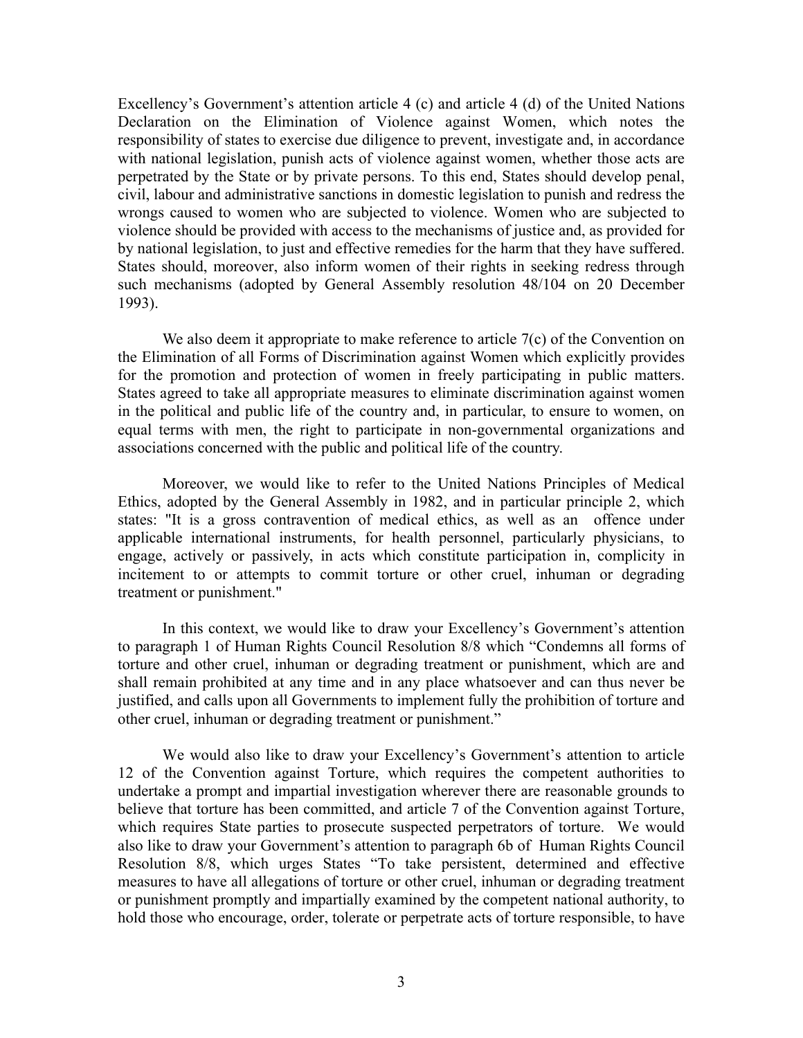Excellency's Government's attention article 4 (c) and article 4 (d) of the United Nations Declaration on the Elimination of Violence against Women, which notes the responsibility of states to exercise due diligence to prevent, investigate and, in accordance with national legislation, punish acts of violence against women, whether those acts are perpetrated by the State or by private persons. To this end, States should develop penal, civil, labour and administrative sanctions in domestic legislation to punish and redress the wrongs caused to women who are subjected to violence. Women who are subjected to violence should be provided with access to the mechanisms of justice and, as provided for by national legislation, to just and effective remedies for the harm that they have suffered. States should, moreover, also inform women of their rights in seeking redress through such mechanisms (adopted by General Assembly resolution 48/104 on 20 December 1993).

We also deem it appropriate to make reference to article 7(c) of the Convention on the Elimination of all Forms of Discrimination against Women which explicitly provides for the promotion and protection of women in freely participating in public matters. States agreed to take all appropriate measures to eliminate discrimination against women in the political and public life of the country and, in particular, to ensure to women, on equal terms with men, the right to participate in non-governmental organizations and associations concerned with the public and political life of the country.

Moreover, we would like to refer to the United Nations Principles of Medical Ethics, adopted by the General Assembly in 1982, and in particular principle 2, which states: "It is a gross contravention of medical ethics, as well as an offence under applicable international instruments, for health personnel, particularly physicians, to engage, actively or passively, in acts which constitute participation in, complicity in incitement to or attempts to commit torture or other cruel, inhuman or degrading treatment or punishment."

In this context, we would like to draw your Excellency's Government's attention to paragraph 1 of Human Rights Council Resolution 8/8 which "Condemns all forms of torture and other cruel, inhuman or degrading treatment or punishment, which are and shall remain prohibited at any time and in any place whatsoever and can thus never be justified, and calls upon all Governments to implement fully the prohibition of torture and other cruel, inhuman or degrading treatment or punishment."

We would also like to draw your Excellency's Government's attention to article 12 of the Convention against Torture, which requires the competent authorities to undertake a prompt and impartial investigation wherever there are reasonable grounds to believe that torture has been committed, and article 7 of the Convention against Torture, which requires State parties to prosecute suspected perpetrators of torture. We would also like to draw your Government's attention to paragraph 6b of Human Rights Council Resolution 8/8, which urges States "To take persistent, determined and effective measures to have all allegations of torture or other cruel, inhuman or degrading treatment or punishment promptly and impartially examined by the competent national authority, to hold those who encourage, order, tolerate or perpetrate acts of torture responsible, to have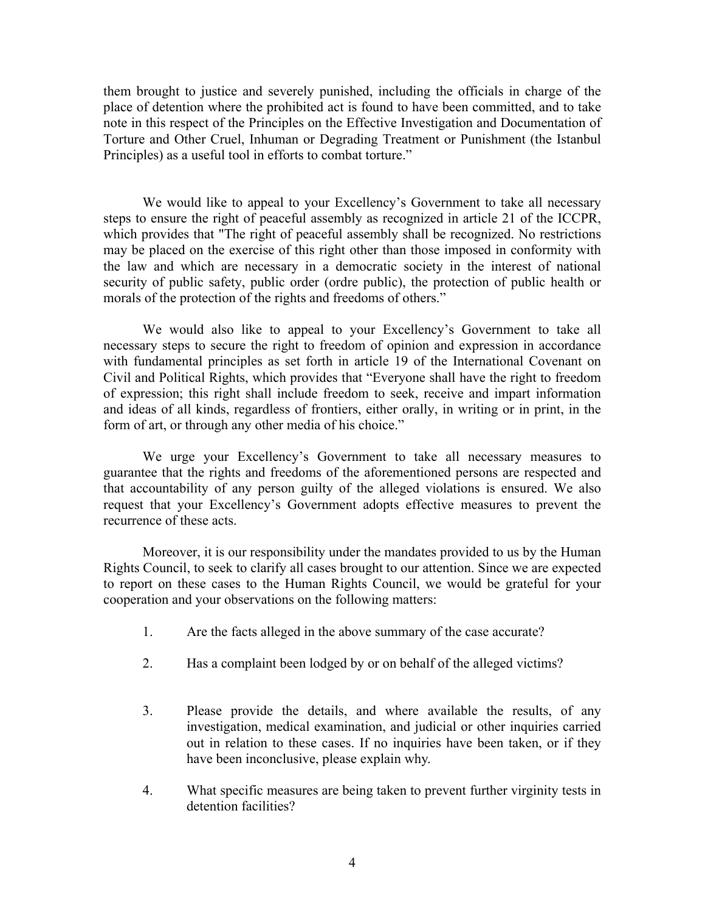them brought to justice and severely punished, including the officials in charge of the place of detention where the prohibited act is found to have been committed, and to take note in this respect of the Principles on the Effective Investigation and Documentation of Torture and Other Cruel, Inhuman or Degrading Treatment or Punishment (the Istanbul Principles) as a useful tool in efforts to combat torture."

We would like to appeal to your Excellency's Government to take all necessary steps to ensure the right of peaceful assembly as recognized in article 21 of the ICCPR, which provides that "The right of peaceful assembly shall be recognized. No restrictions may be placed on the exercise of this right other than those imposed in conformity with the law and which are necessary in a democratic society in the interest of national security of public safety, public order (ordre public), the protection of public health or morals of the protection of the rights and freedoms of others."

We would also like to appeal to your Excellency's Government to take all necessary steps to secure the right to freedom of opinion and expression in accordance with fundamental principles as set forth in article 19 of the International Covenant on Civil and Political Rights, which provides that "Everyone shall have the right to freedom of expression; this right shall include freedom to seek, receive and impart information and ideas of all kinds, regardless of frontiers, either orally, in writing or in print, in the form of art, or through any other media of his choice."

We urge your Excellency's Government to take all necessary measures to guarantee that the rights and freedoms of the aforementioned persons are respected and that accountability of any person guilty of the alleged violations is ensured. We also request that your Excellency's Government adopts effective measures to prevent the recurrence of these acts.

Moreover, it is our responsibility under the mandates provided to us by the Human Rights Council, to seek to clarify all cases brought to our attention. Since we are expected to report on these cases to the Human Rights Council, we would be grateful for your cooperation and your observations on the following matters:

1. Are the facts alleged in the above summary of the case accurate?

2. Has a complaint been lodged by or on behalf of the alleged victims?

3. Please provide the details, and where available the results, of any investigation, medical examination, and judicial or other inquiries carried out in relation to these cases. If no inquiries have been taken, or if they have been inconclusive, please explain why.

4. What specific measures are being taken to prevent further virginity tests in detention facilities?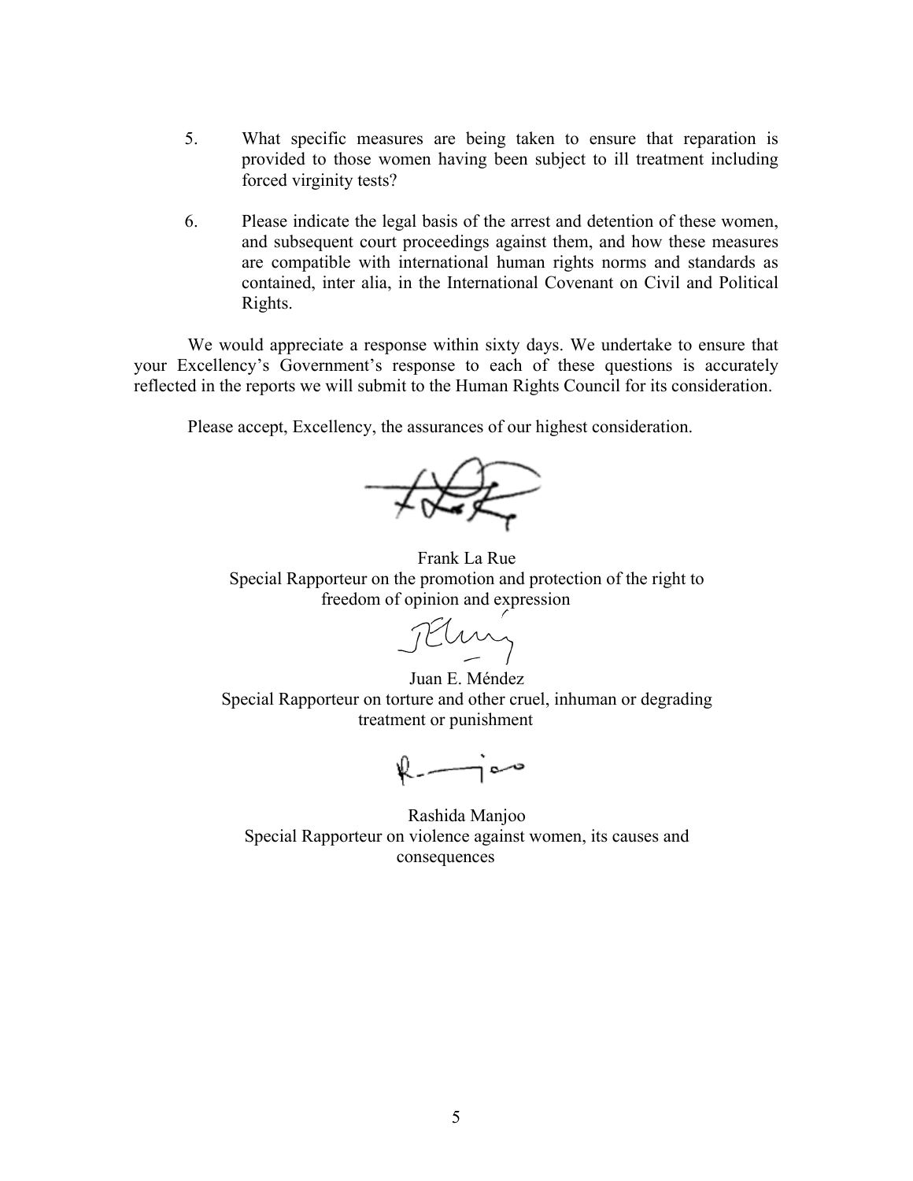5. What specific measures are being taken to ensure that reparation is provided to those women having been subject to ill treatment including forced virginity tests?

6. Please indicate the legal basis of the arrest and detention of these women, and subsequent court proceedings against them, and how these measures are compatible with international human rights norms and standards as contained, inter alia, in the International Covenant on Civil and Political Rights.

We would appreciate a response within sixty days. We undertake to ensure that your Excellency's Government's response to each of these questions is accurately reflected in the reports we will submit to the Human Rights Council for its consideration.

Please accept, Excellency, the assurances of our highest consideration.

Frank La Rue
Special Rapporteur on the promotion and protection of the right to freedom of opinion and expression

Juan E. Méndez
Special Rapporteur on torture and other cruel, inhuman or degrading treatment or punishment

Rashida Manjoo
Special Rapporteur on violence against women, its causes and consequences